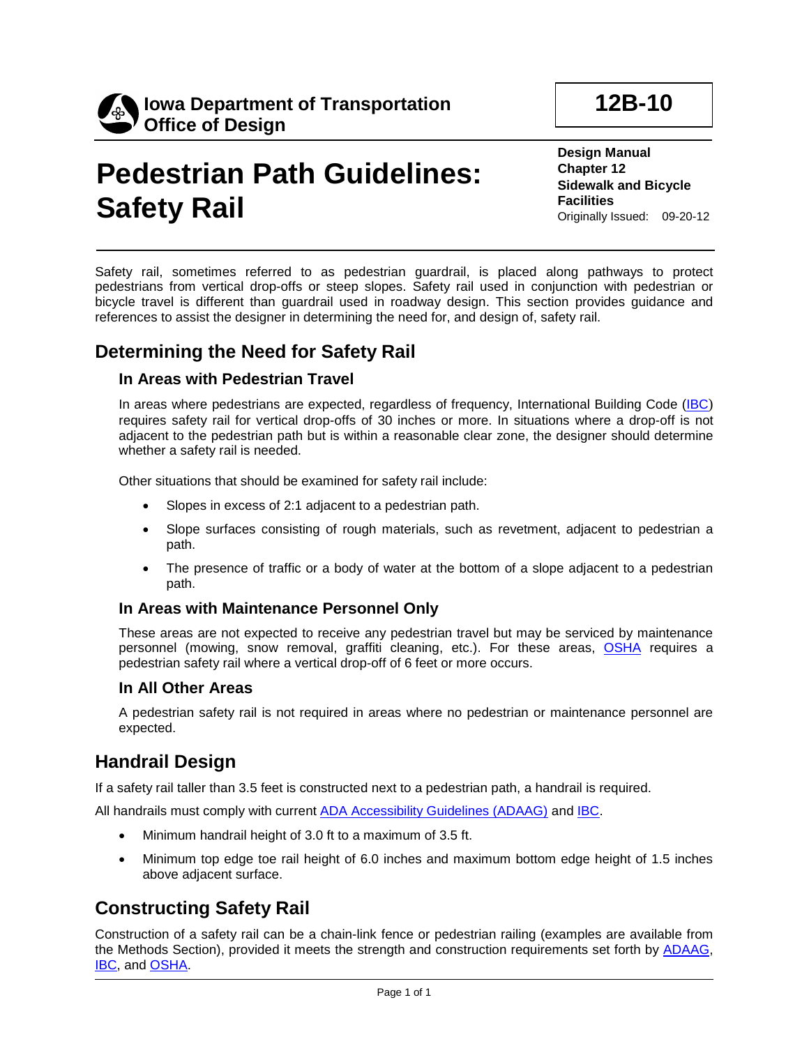**Iowa Department of Transportation**
**Office of Design**

**12B-10**

# Pedestrian Path Guidelines: Safety Rail

**Design Manual**
**Chapter 12**
**Sidewalk and Bicycle Facilities**
Originally Issued: 09-20-12

Safety rail, sometimes referred to as pedestrian guardrail, is placed along pathways to protect pedestrians from vertical drop-offs or steep slopes. Safety rail used in conjunction with pedestrian or bicycle travel is different than guardrail used in roadway design. This section provides guidance and references to assist the designer in determining the need for, and design of, safety rail.

## Determining the Need for Safety Rail

### In Areas with Pedestrian Travel

In areas where pedestrians are expected, regardless of frequency, International Building Code (IBC) requires safety rail for vertical drop-offs of 30 inches or more. In situations where a drop-off is not adjacent to the pedestrian path but is within a reasonable clear zone, the designer should determine whether a safety rail is needed.

Other situations that should be examined for safety rail include:

- Slopes in excess of 2:1 adjacent to a pedestrian path.
- Slope surfaces consisting of rough materials, such as revetment, adjacent to pedestrian a path.
- The presence of traffic or a body of water at the bottom of a slope adjacent to a pedestrian path.

### In Areas with Maintenance Personnel Only

These areas are not expected to receive any pedestrian travel but may be serviced by maintenance personnel (mowing, snow removal, graffiti cleaning, etc.). For these areas, OSHA requires a pedestrian safety rail where a vertical drop-off of 6 feet or more occurs.

### In All Other Areas

A pedestrian safety rail is not required in areas where no pedestrian or maintenance personnel are expected.

## Handrail Design

If a safety rail taller than 3.5 feet is constructed next to a pedestrian path, a handrail is required.

All handrails must comply with current ADA Accessibility Guidelines (ADAAG) and IBC.

- Minimum handrail height of 3.0 ft to a maximum of 3.5 ft.
- Minimum top edge toe rail height of 6.0 inches and maximum bottom edge height of 1.5 inches above adjacent surface.

## Constructing Safety Rail

Construction of a safety rail can be a chain-link fence or pedestrian railing (examples are available from the Methods Section), provided it meets the strength and construction requirements set forth by ADAAG, IBC, and OSHA.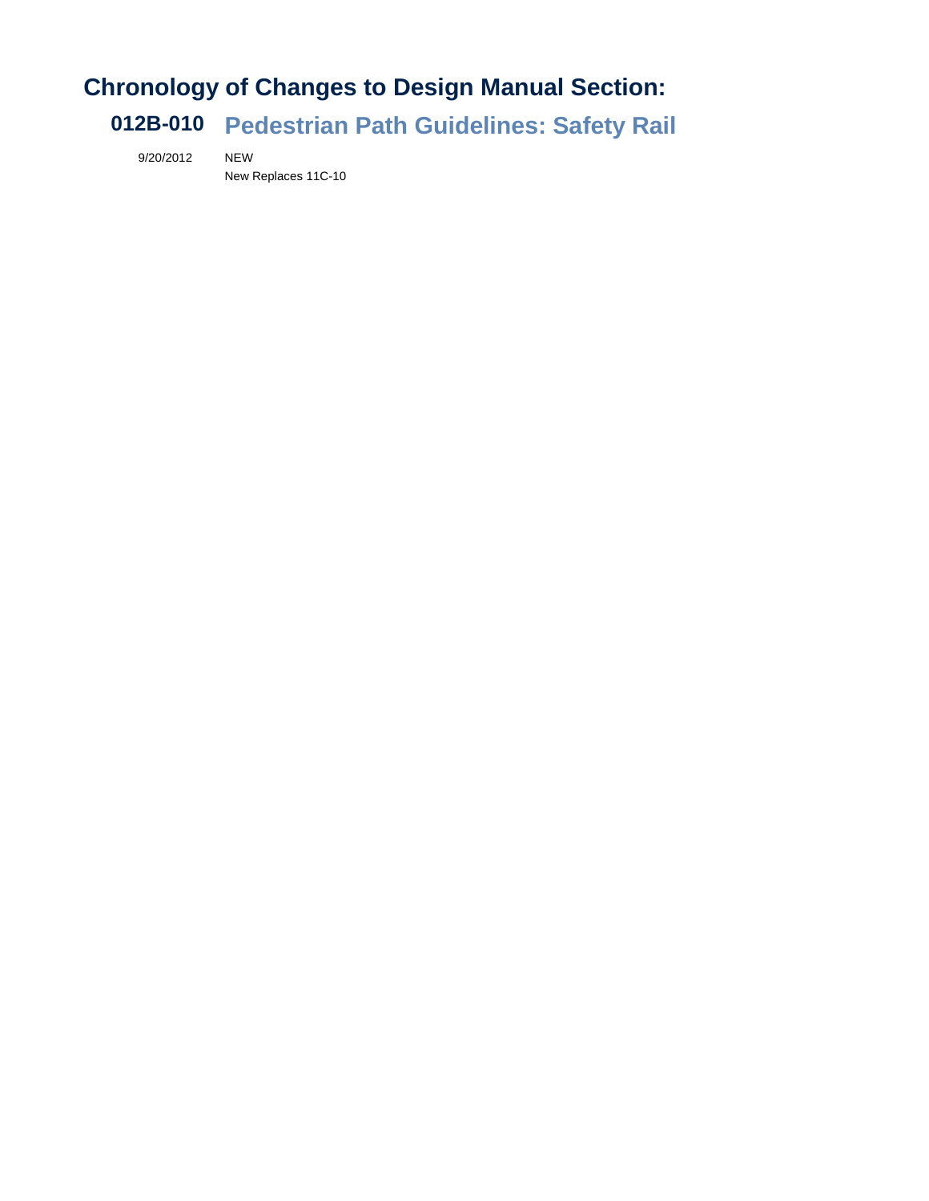# Chronology of Changes to Design Manual Section:

## 012B-010 Pedestrian Path Guidelines: Safety Rail

9/20/2012 NEW

New Replaces 11C-10